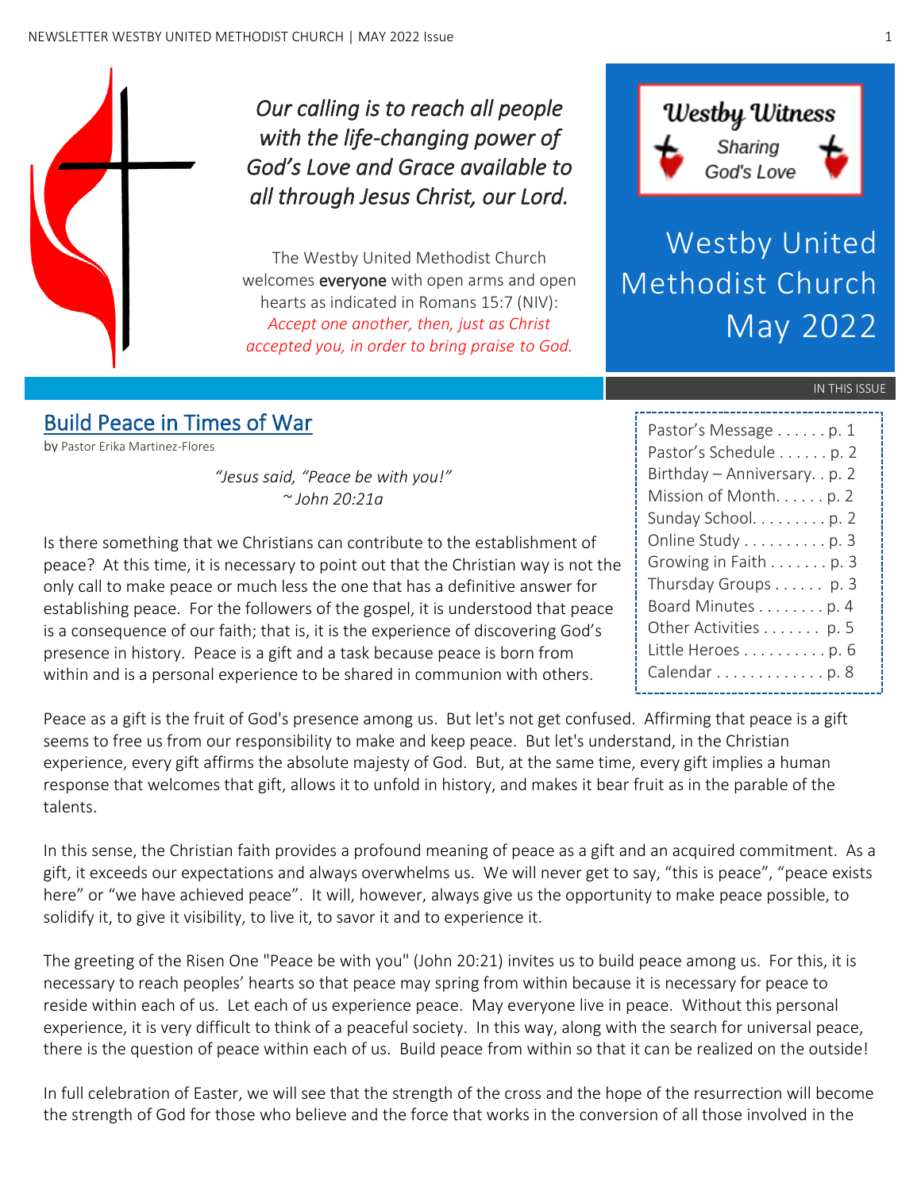*Our calling is to reach all people with the life-changing power of God's Love and Grace available to all through Jesus Christ, our Lord.*

The Westby United Methodist Church welcomes **everyone** with open arms and open hearts as indicated in Romans 15:7 (NIV): *Accept one another, then, just as Christ accepted you, in order to bring praise to God.*

**Westby Witness**
Sharing God's Love

# Westby United Methodist Church May 2022

IN THIS ISSUE

- Pastor's Message . . . . . . p. 1
- Pastor's Schedule . . . . . . p. 2
- Birthday – Anniversary. . p. 2
- Mission of Month. . . . . . p. 2
- Sunday School. . . . . . . . . p. 2
- Online Study . . . . . . . . . . p. 3
- Growing in Faith . . . . . . . p. 3
- Thursday Groups . . . . . . p. 3
- Board Minutes . . . . . . . . p. 4
- Other Activities . . . . . . . p. 5
- Little Heroes . . . . . . . . . . p. 6
- Calendar . . . . . . . . . . . . . p. 8

## Build Peace in Times of War

by Pastor Erika Martinez-Flores

*"Jesus said, "Peace be with you!"*
*~ John 20:21a*

Is there something that we Christians can contribute to the establishment of peace? At this time, it is necessary to point out that the Christian way is not the only call to make peace or much less the one that has a definitive answer for establishing peace. For the followers of the gospel, it is understood that peace is a consequence of our faith; that is, it is the experience of discovering God's presence in history. Peace is a gift and a task because peace is born from within and is a personal experience to be shared in communion with others.

Peace as a gift is the fruit of God's presence among us. But let's not get confused. Affirming that peace is a gift seems to free us from our responsibility to make and keep peace. But let's understand, in the Christian experience, every gift affirms the absolute majesty of God. But, at the same time, every gift implies a human response that welcomes that gift, allows it to unfold in history, and makes it bear fruit as in the parable of the talents.

In this sense, the Christian faith provides a profound meaning of peace as a gift and an acquired commitment. As a gift, it exceeds our expectations and always overwhelms us. We will never get to say, "this is peace", "peace exists here" or "we have achieved peace". It will, however, always give us the opportunity to make peace possible, to solidify it, to give it visibility, to live it, to savor it and to experience it.

The greeting of the Risen One "Peace be with you" (John 20:21) invites us to build peace among us. For this, it is necessary to reach peoples' hearts so that peace may spring from within because it is necessary for peace to reside within each of us. Let each of us experience peace. May everyone live in peace. Without this personal experience, it is very difficult to think of a peaceful society. In this way, along with the search for universal peace, there is the question of peace within each of us. Build peace from within so that it can be realized on the outside!

In full celebration of Easter, we will see that the strength of the cross and the hope of the resurrection will become the strength of God for those who believe and the force that works in the conversion of all those involved in the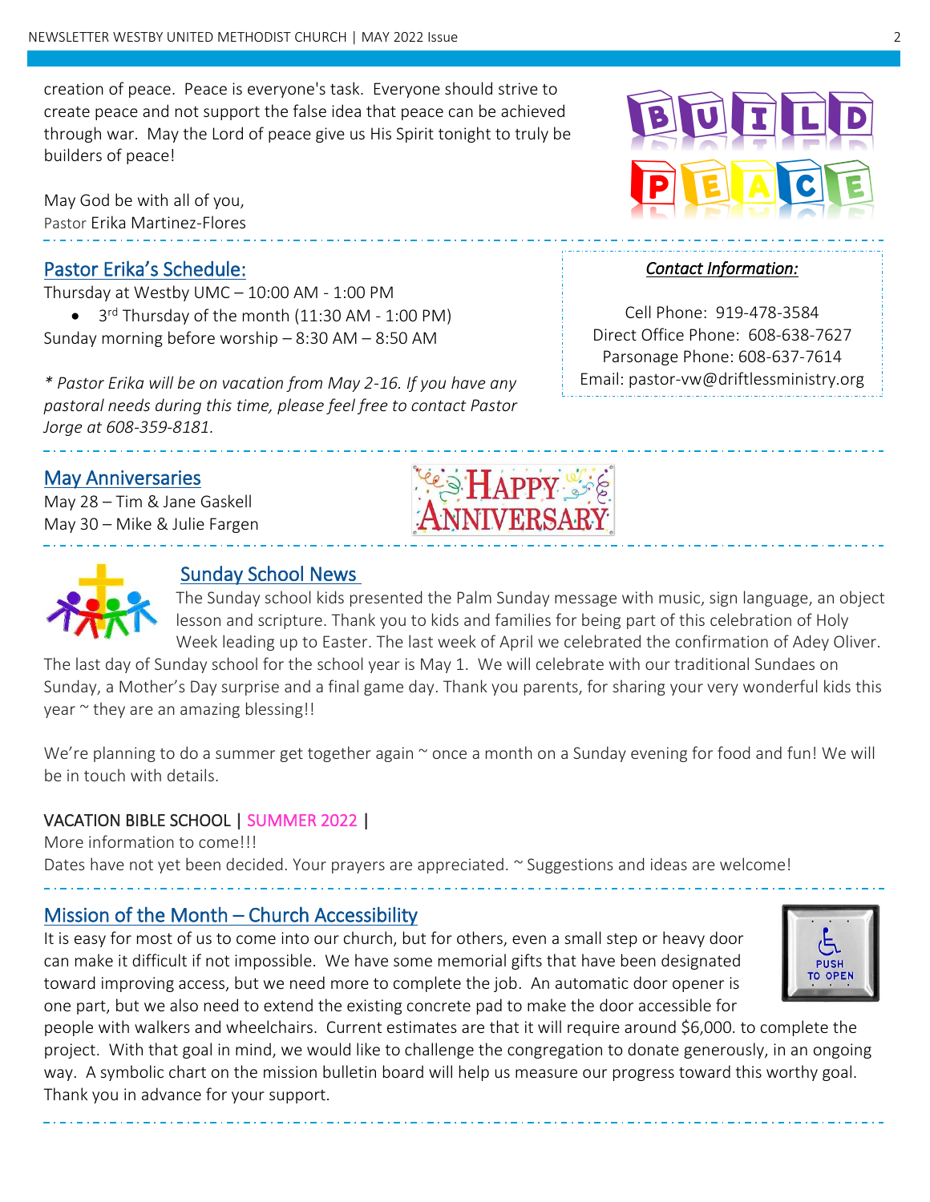creation of peace. Peace is everyone's task. Everyone should strive to create peace and not support the false idea that peace can be achieved through war. May the Lord of peace give us His Spirit tonight to truly be builders of peace!

May God be with all of you,
Pastor Erika Martinez-Flores

## Pastor Erika's Schedule:

Thursday at Westby UMC – 10:00 AM - 1:00 PM

- 3rd Thursday of the month (11:30 AM - 1:00 PM)

Sunday morning before worship – 8:30 AM – 8:50 AM

*\* Pastor Erika will be on vacation from May 2-16. If you have any pastoral needs during this time, please feel free to contact Pastor Jorge at 608-359-8181.*

***Contact Information:***

Cell Phone: 919-478-3584
Direct Office Phone: 608-638-7627
Parsonage Phone: 608-637-7614
Email: pastor-vw@driftlessministry.org

## May Anniversaries

May 28 – Tim & Jane Gaskell
May 30 – Mike & Julie Fargen

## Sunday School News

The Sunday school kids presented the Palm Sunday message with music, sign language, an object lesson and scripture. Thank you to kids and families for being part of this celebration of Holy Week leading up to Easter. The last week of April we celebrated the confirmation of Adey Oliver. The last day of Sunday school for the school year is May 1. We will celebrate with our traditional Sundaes on Sunday, a Mother's Day surprise and a final game day. Thank you parents, for sharing your very wonderful kids this year ~ they are an amazing blessing!!

We're planning to do a summer get together again ~ once a month on a Sunday evening for food and fun! We will be in touch with details.

VACATION BIBLE SCHOOL | SUMMER 2022 |
More information to come!!!
Dates have not yet been decided. Your prayers are appreciated. ~ Suggestions and ideas are welcome!

## Mission of the Month – Church Accessibility

It is easy for most of us to come into our church, but for others, even a small step or heavy door can make it difficult if not impossible. We have some memorial gifts that have been designated toward improving access, but we need more to complete the job. An automatic door opener is one part, but we also need to extend the existing concrete pad to make the door accessible for people with walkers and wheelchairs. Current estimates are that it will require around $6,000. to complete the project. With that goal in mind, we would like to challenge the congregation to donate generously, in an ongoing way. A symbolic chart on the mission bulletin board will help us measure our progress toward this worthy goal. Thank you in advance for your support.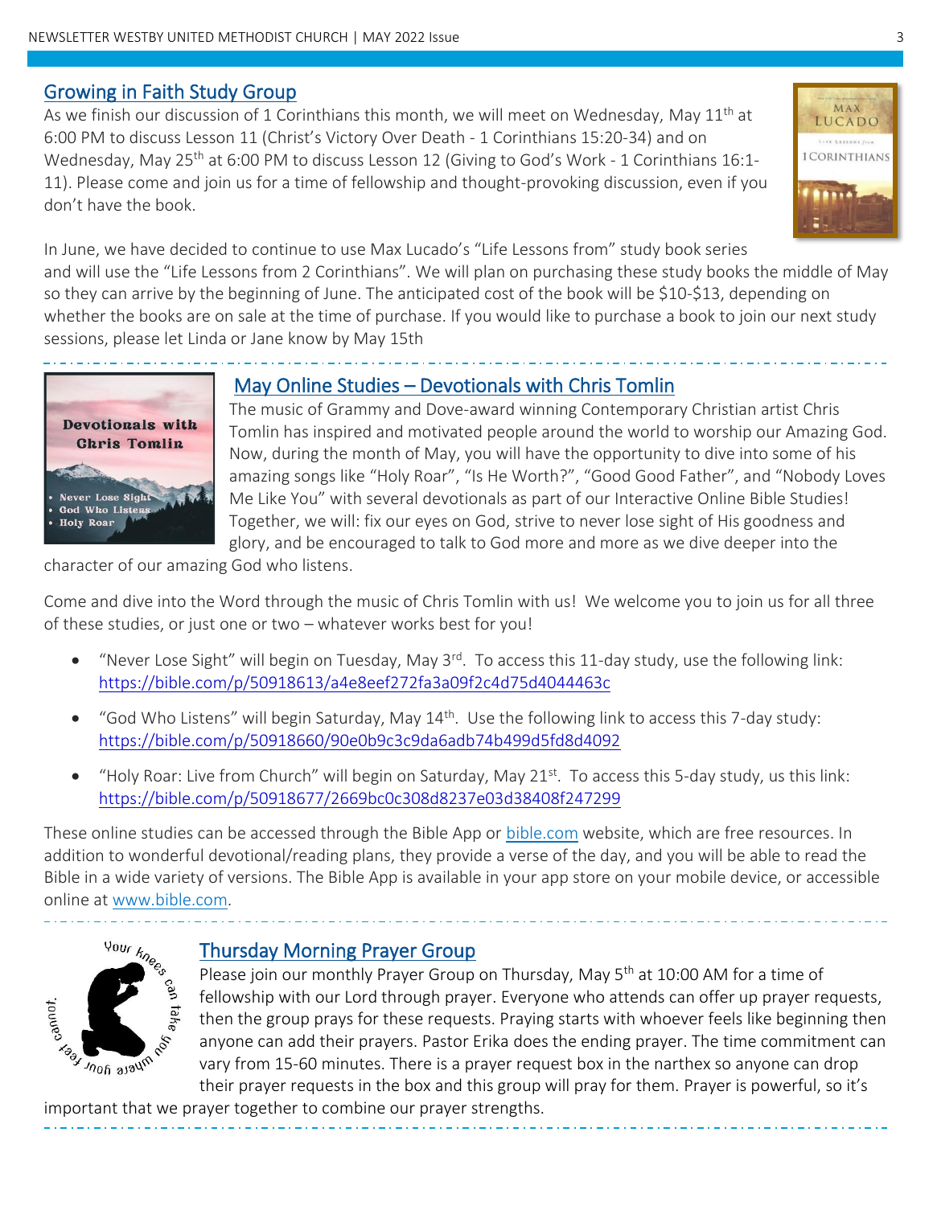## Growing in Faith Study Group

As we finish our discussion of 1 Corinthians this month, we will meet on Wednesday, May 11th at 6:00 PM to discuss Lesson 11 (Christ's Victory Over Death - 1 Corinthians 15:20-34) and on Wednesday, May 25th at 6:00 PM to discuss Lesson 12 (Giving to God's Work - 1 Corinthians 16:1-11). Please come and join us for a time of fellowship and thought-provoking discussion, even if you don't have the book.

In June, we have decided to continue to use Max Lucado's "Life Lessons from" study book series and will use the "Life Lessons from 2 Corinthians". We will plan on purchasing these study books the middle of May so they can arrive by the beginning of June. The anticipated cost of the book will be $10-$13, depending on whether the books are on sale at the time of purchase. If you would like to purchase a book to join our next study sessions, please let Linda or Jane know by May 15th

## May Online Studies – Devotionals with Chris Tomlin

The music of Grammy and Dove-award winning Contemporary Christian artist Chris Tomlin has inspired and motivated people around the world to worship our Amazing God. Now, during the month of May, you will have the opportunity to dive into some of his amazing songs like "Holy Roar", "Is He Worth?", "Good Good Father", and "Nobody Loves Me Like You" with several devotionals as part of our Interactive Online Bible Studies! Together, we will: fix our eyes on God, strive to never lose sight of His goodness and glory, and be encouraged to talk to God more and more as we dive deeper into the character of our amazing God who listens.

Come and dive into the Word through the music of Chris Tomlin with us! We welcome you to join us for all three of these studies, or just one or two – whatever works best for you!

- "Never Lose Sight" will begin on Tuesday, May 3rd. To access this 11-day study, use the following link: https://bible.com/p/50918613/a4e8eef272fa3a09f2c4d75d4044463c
- "God Who Listens" will begin Saturday, May 14th. Use the following link to access this 7-day study: https://bible.com/p/50918660/90e0b9c3c9da6adb74b499d5fd8d4092
- "Holy Roar: Live from Church" will begin on Saturday, May 21st. To access this 5-day study, us this link: https://bible.com/p/50918677/2669bc0c308d8237e03d38408f247299

These online studies can be accessed through the Bible App or bible.com website, which are free resources. In addition to wonderful devotional/reading plans, they provide a verse of the day, and you will be able to read the Bible in a wide variety of versions. The Bible App is available in your app store on your mobile device, or accessible online at www.bible.com.

## Thursday Morning Prayer Group

Please join our monthly Prayer Group on Thursday, May 5th at 10:00 AM for a time of fellowship with our Lord through prayer. Everyone who attends can offer up prayer requests, then the group prays for these requests. Praying starts with whoever feels like beginning then anyone can add their prayers. Pastor Erika does the ending prayer. The time commitment can vary from 15-60 minutes. There is a prayer request box in the narthex so anyone can drop their prayer requests in the box and this group will pray for them. Prayer is powerful, so it's important that we prayer together to combine our prayer strengths.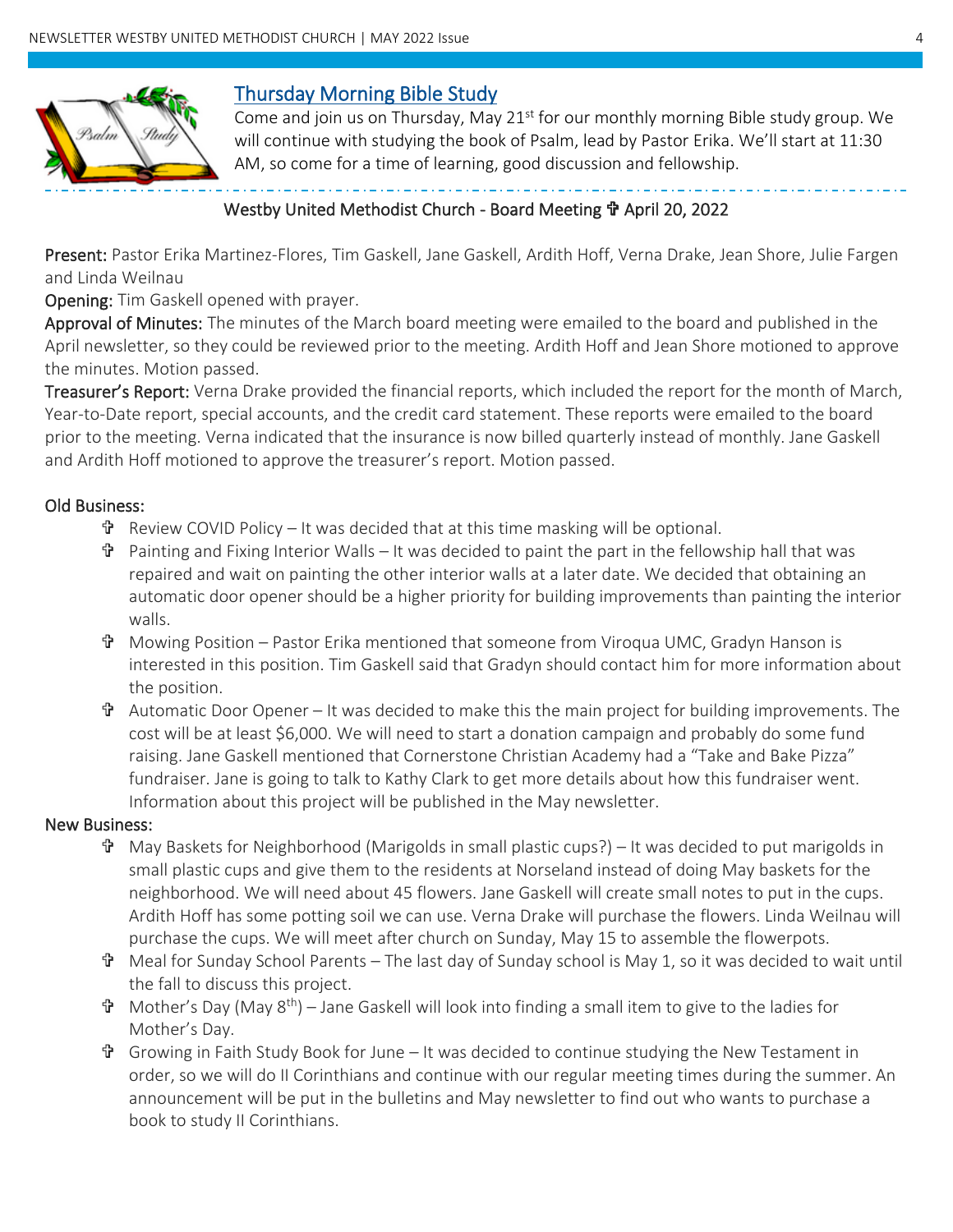## Thursday Morning Bible Study

Come and join us on Thursday, May 21st for our monthly morning Bible study group. We will continue with studying the book of Psalm, lead by Pastor Erika. We'll start at 11:30 AM, so come for a time of learning, good discussion and fellowship.

## Westby United Methodist Church - Board Meeting ✞ April 20, 2022

**Present:** Pastor Erika Martinez-Flores, Tim Gaskell, Jane Gaskell, Ardith Hoff, Verna Drake, Jean Shore, Julie Fargen and Linda Weilnau

**Opening:** Tim Gaskell opened with prayer.

**Approval of Minutes:** The minutes of the March board meeting were emailed to the board and published in the April newsletter, so they could be reviewed prior to the meeting. Ardith Hoff and Jean Shore motioned to approve the minutes. Motion passed.

**Treasurer's Report:** Verna Drake provided the financial reports, which included the report for the month of March, Year-to-Date report, special accounts, and the credit card statement. These reports were emailed to the board prior to the meeting. Verna indicated that the insurance is now billed quarterly instead of monthly. Jane Gaskell and Ardith Hoff motioned to approve the treasurer's report. Motion passed.

**Old Business:**

- ✞ Review COVID Policy – It was decided that at this time masking will be optional.
- ✞ Painting and Fixing Interior Walls – It was decided to paint the part in the fellowship hall that was repaired and wait on painting the other interior walls at a later date. We decided that obtaining an automatic door opener should be a higher priority for building improvements than painting the interior walls.
- ✞ Mowing Position – Pastor Erika mentioned that someone from Viroqua UMC, Gradyn Hanson is interested in this position. Tim Gaskell said that Gradyn should contact him for more information about the position.
- ✞ Automatic Door Opener – It was decided to make this the main project for building improvements. The cost will be at least $6,000. We will need to start a donation campaign and probably do some fund raising. Jane Gaskell mentioned that Cornerstone Christian Academy had a "Take and Bake Pizza" fundraiser. Jane is going to talk to Kathy Clark to get more details about how this fundraiser went. Information about this project will be published in the May newsletter.

**New Business:**

- ✞ May Baskets for Neighborhood (Marigolds in small plastic cups?) – It was decided to put marigolds in small plastic cups and give them to the residents at Norseland instead of doing May baskets for the neighborhood. We will need about 45 flowers. Jane Gaskell will create small notes to put in the cups. Ardith Hoff has some potting soil we can use. Verna Drake will purchase the flowers. Linda Weilnau will purchase the cups. We will meet after church on Sunday, May 15 to assemble the flowerpots.
- ✞ Meal for Sunday School Parents – The last day of Sunday school is May 1, so it was decided to wait until the fall to discuss this project.
- ✞ Mother's Day (May 8th) – Jane Gaskell will look into finding a small item to give to the ladies for Mother's Day.
- ✞ Growing in Faith Study Book for June – It was decided to continue studying the New Testament in order, so we will do II Corinthians and continue with our regular meeting times during the summer. An announcement will be put in the bulletins and May newsletter to find out who wants to purchase a book to study II Corinthians.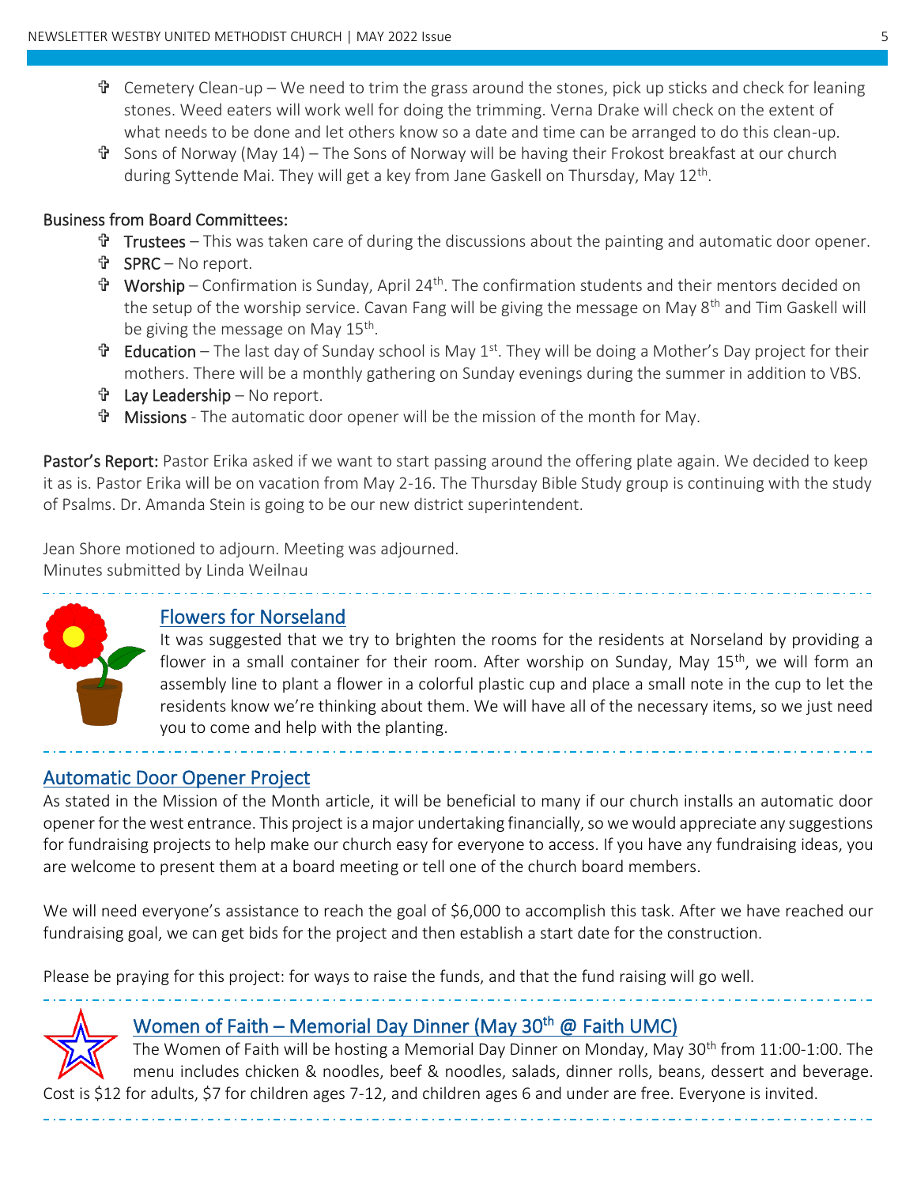- Cemetery Clean-up – We need to trim the grass around the stones, pick up sticks and check for leaning stones. Weed eaters will work well for doing the trimming. Verna Drake will check on the extent of what needs to be done and let others know so a date and time can be arranged to do this clean-up.
- Sons of Norway (May 14) – The Sons of Norway will be having their Frokost breakfast at our church during Syttende Mai. They will get a key from Jane Gaskell on Thursday, May 12th.

Business from Board Committees:

- Trustees – This was taken care of during the discussions about the painting and automatic door opener.
- SPRC – No report.
- Worship – Confirmation is Sunday, April 24th. The confirmation students and their mentors decided on the setup of the worship service. Cavan Fang will be giving the message on May 8th and Tim Gaskell will be giving the message on May 15th.
- Education – The last day of Sunday school is May 1st. They will be doing a Mother's Day project for their mothers. There will be a monthly gathering on Sunday evenings during the summer in addition to VBS.
- Lay Leadership – No report.
- Missions - The automatic door opener will be the mission of the month for May.

**Pastor's Report:** Pastor Erika asked if we want to start passing around the offering plate again. We decided to keep it as is. Pastor Erika will be on vacation from May 2-16. The Thursday Bible Study group is continuing with the study of Psalms. Dr. Amanda Stein is going to be our new district superintendent.

Jean Shore motioned to adjourn. Meeting was adjourned.
Minutes submitted by Linda Weilnau

## Flowers for Norseland

It was suggested that we try to brighten the rooms for the residents at Norseland by providing a flower in a small container for their room. After worship on Sunday, May 15th, we will form an assembly line to plant a flower in a colorful plastic cup and place a small note in the cup to let the residents know we're thinking about them. We will have all of the necessary items, so we just need you to come and help with the planting.

## Automatic Door Opener Project

As stated in the Mission of the Month article, it will be beneficial to many if our church installs an automatic door opener for the west entrance. This project is a major undertaking financially, so we would appreciate any suggestions for fundraising projects to help make our church easy for everyone to access. If you have any fundraising ideas, you are welcome to present them at a board meeting or tell one of the church board members.

We will need everyone's assistance to reach the goal of $6,000 to accomplish this task. After we have reached our fundraising goal, we can get bids for the project and then establish a start date for the construction.

Please be praying for this project: for ways to raise the funds, and that the fund raising will go well.

## Women of Faith – Memorial Day Dinner (May 30th @ Faith UMC)

The Women of Faith will be hosting a Memorial Day Dinner on Monday, May 30th from 11:00-1:00. The menu includes chicken & noodles, beef & noodles, salads, dinner rolls, beans, dessert and beverage. Cost is $12 for adults, $7 for children ages 7-12, and children ages 6 and under are free. Everyone is invited.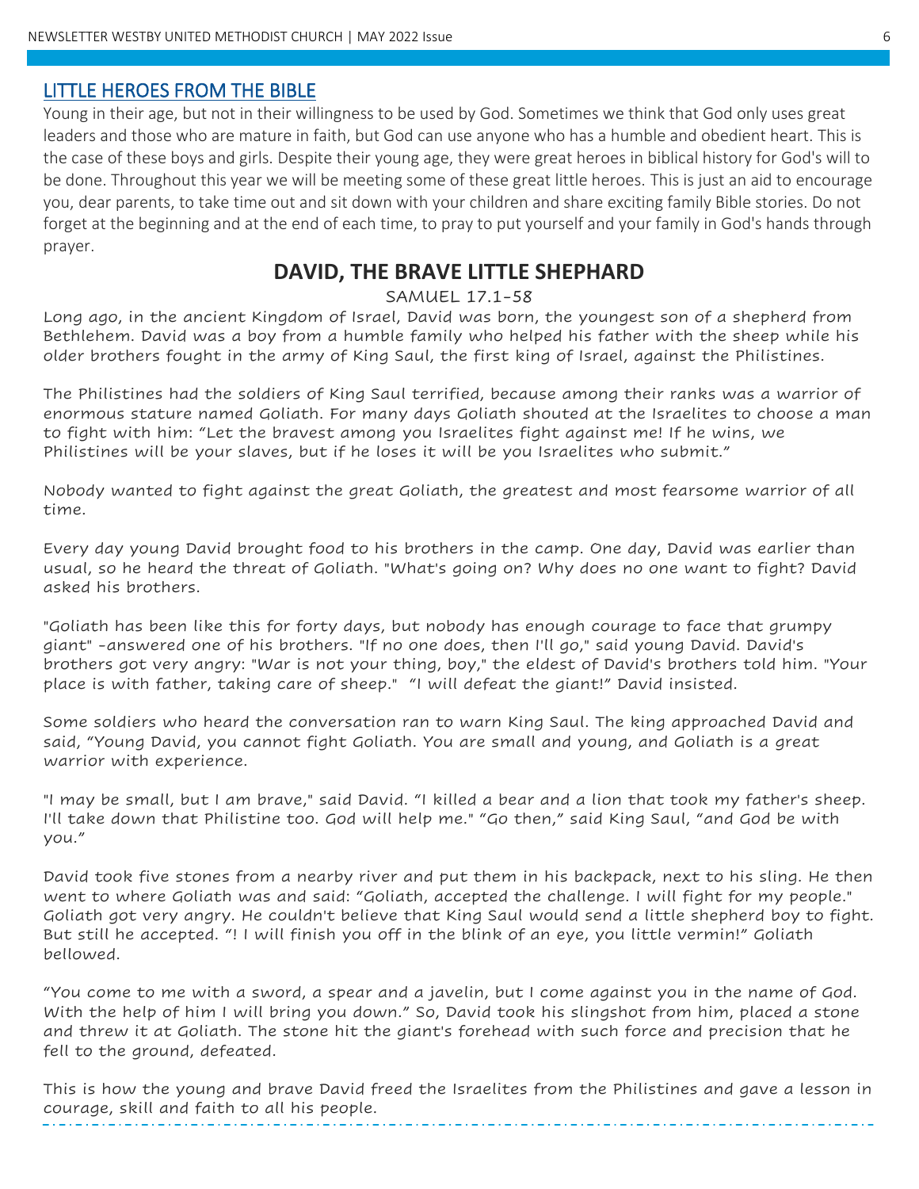## LITTLE HEROES FROM THE BIBLE

Young in their age, but not in their willingness to be used by God. Sometimes we think that God only uses great leaders and those who are mature in faith, but God can use anyone who has a humble and obedient heart. This is the case of these boys and girls. Despite their young age, they were great heroes in biblical history for God's will to be done. Throughout this year we will be meeting some of these great little heroes. This is just an aid to encourage you, dear parents, to take time out and sit down with your children and share exciting family Bible stories. Do not forget at the beginning and at the end of each time, to pray to put yourself and your family in God's hands through prayer.

## DAVID, THE BRAVE LITTLE SHEPHARD

SAMUEL 17.1-58

Long ago, in the ancient Kingdom of Israel, David was born, the youngest son of a shepherd from Bethlehem. David was a boy from a humble family who helped his father with the sheep while his older brothers fought in the army of King Saul, the first king of Israel, against the Philistines.

The Philistines had the soldiers of King Saul terrified, because among their ranks was a warrior of enormous stature named Goliath. For many days Goliath shouted at the Israelites to choose a man to fight with him: "Let the bravest among you Israelites fight against me! If he wins, we Philistines will be your slaves, but if he loses it will be you Israelites who submit."

Nobody wanted to fight against the great Goliath, the greatest and most fearsome warrior of all time.

Every day young David brought food to his brothers in the camp. One day, David was earlier than usual, so he heard the threat of Goliath. "What's going on? Why does no one want to fight? David asked his brothers.

"Goliath has been like this for forty days, but nobody has enough courage to face that grumpy giant" -answered one of his brothers. "If no one does, then I'll go," said young David. David's brothers got very angry: "War is not your thing, boy," the eldest of David's brothers told him. "Your place is with father, taking care of sheep." "I will defeat the giant!" David insisted.

Some soldiers who heard the conversation ran to warn King Saul. The king approached David and said, "Young David, you cannot fight Goliath. You are small and young, and Goliath is a great warrior with experience.

"I may be small, but I am brave," said David. "I killed a bear and a lion that took my father's sheep. I'll take down that Philistine too. God will help me." "Go then," said King Saul, "and God be with you."

David took five stones from a nearby river and put them in his backpack, next to his sling. He then went to where Goliath was and said: "Goliath, accepted the challenge. I will fight for my people." Goliath got very angry. He couldn't believe that King Saul would send a little shepherd boy to fight. But still he accepted. "! I will finish you off in the blink of an eye, you little vermin!" Goliath bellowed.

"You come to me with a sword, a spear and a javelin, but I come against you in the name of God. With the help of him I will bring you down." So, David took his slingshot from him, placed a stone and threw it at Goliath. The stone hit the giant's forehead with such force and precision that he fell to the ground, defeated.

This is how the young and brave David freed the Israelites from the Philistines and gave a lesson in courage, skill and faith to all his people.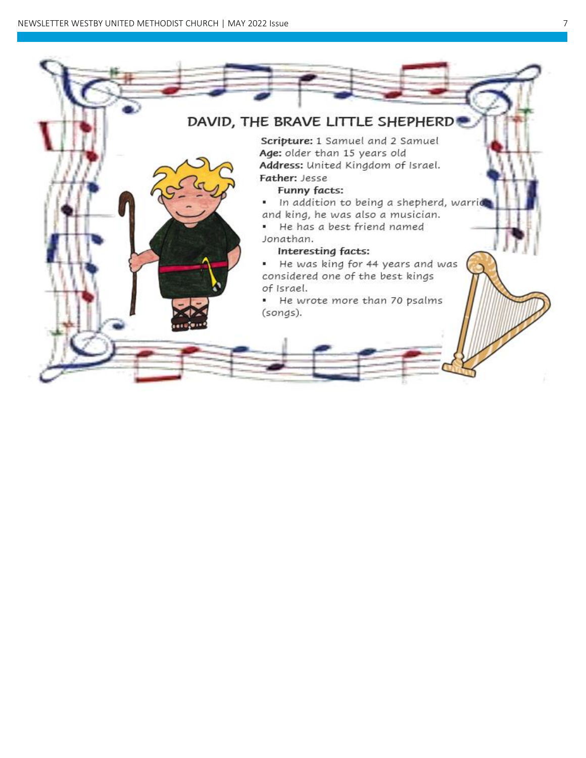## DAVID, THE BRAVE LITTLE SHEPHERD

**Scripture:** 1 Samuel and 2 Samuel
**Age:** older than 15 years old
**Address:** United Kingdom of Israel.
**Father:** Jesse

**Funny facts:**

- In addition to being a shepherd, warrior and king, he was also a musician.
- He has a best friend named Jonathan.

**Interesting facts:**

- He was king for 44 years and was considered one of the best kings of Israel.
- He wrote more than 70 psalms (songs).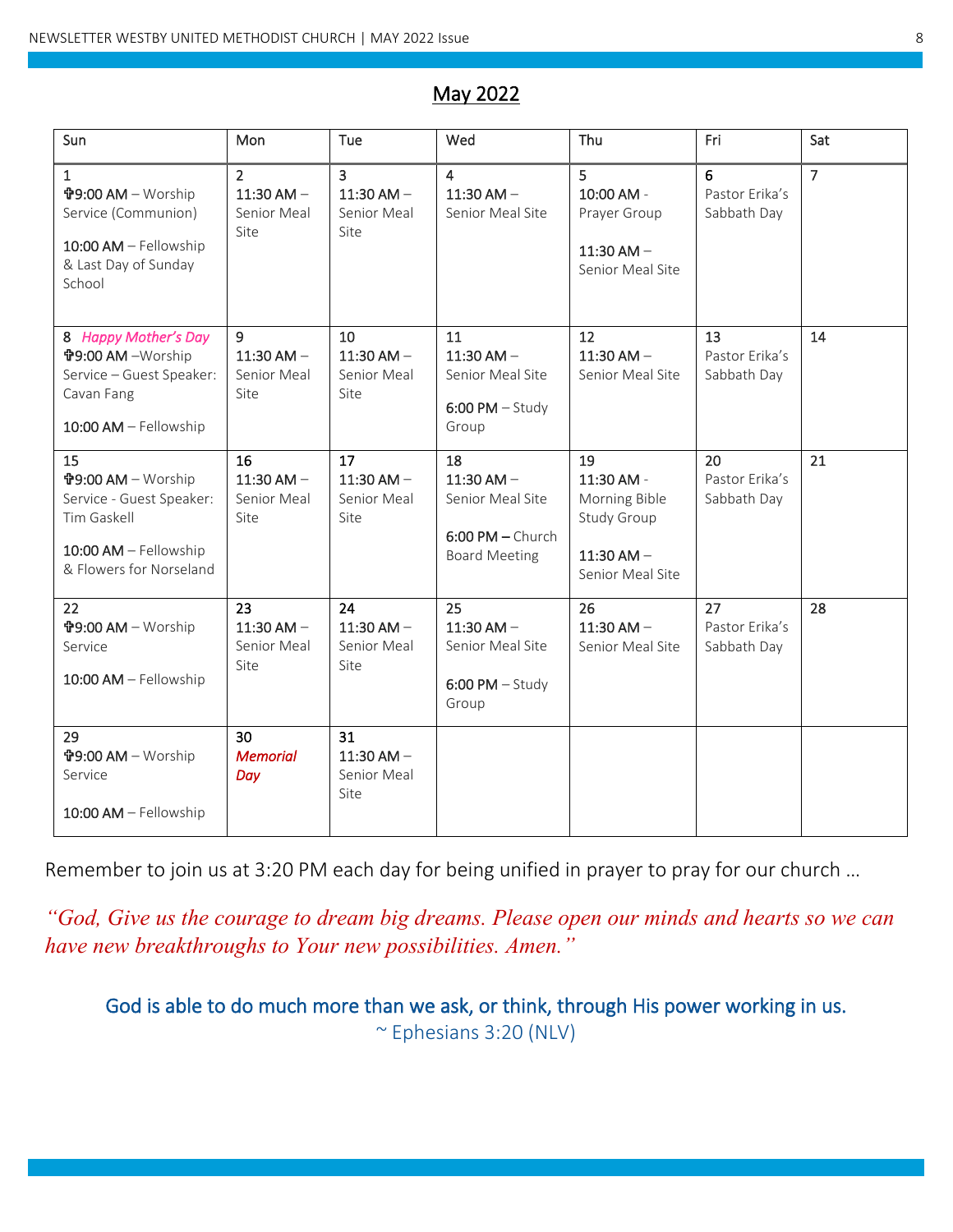## May 2022

| Sun | Mon | Tue | Wed | Thu | Fri | Sat |
|---|---|---|---|---|---|---|
| 1<br>✞9:00 AM – Worship Service (Communion)<br><br>10:00 AM – Fellowship & Last Day of Sunday School | 2<br>11:30 AM – Senior Meal Site | 3<br>11:30 AM – Senior Meal Site | 4<br>11:30 AM – Senior Meal Site | 5<br>10:00 AM - Prayer Group<br><br>11:30 AM – Senior Meal Site | 6<br>Pastor Erika's Sabbath Day | 7 |
| 8 *Happy Mother's Day*<br>✞9:00 AM –Worship Service – Guest Speaker: Cavan Fang<br><br>10:00 AM – Fellowship | 9<br>11:30 AM – Senior Meal Site | 10<br>11:30 AM – Senior Meal Site | 11<br>11:30 AM – Senior Meal Site<br><br>6:00 PM – Study Group | 12<br>11:30 AM – Senior Meal Site | 13<br>Pastor Erika's Sabbath Day | 14 |
| 15<br>✞9:00 AM – Worship Service - Guest Speaker: Tim Gaskell<br><br>10:00 AM – Fellowship & Flowers for Norseland | 16<br>11:30 AM – Senior Meal Site | 17<br>11:30 AM – Senior Meal Site | 18<br>11:30 AM – Senior Meal Site<br><br>6:00 PM – Church Board Meeting | 19<br>11:30 AM - Morning Bible Study Group<br><br>11:30 AM – Senior Meal Site | 20<br>Pastor Erika's Sabbath Day | 21 |
| 22<br>✞9:00 AM – Worship Service<br><br>10:00 AM – Fellowship | 23<br>11:30 AM – Senior Meal Site | 24<br>11:30 AM – Senior Meal Site | 25<br>11:30 AM – Senior Meal Site<br><br>6:00 PM – Study Group | 26<br>11:30 AM – Senior Meal Site | 27<br>Pastor Erika's Sabbath Day | 28 |
| 29<br>✞9:00 AM – Worship Service<br><br>10:00 AM – Fellowship | 30<br>***Memorial Day*** | 31<br>11:30 AM – Senior Meal Site | | | | |

Remember to join us at 3:20 PM each day for being unified in prayer to pray for our church …

*"God, Give us the courage to dream big dreams. Please open our minds and hearts so we can have new breakthroughs to Your new possibilities. Amen."*

God is able to do much more than we ask, or think, through His power working in us.
~ Ephesians 3:20 (NLV)